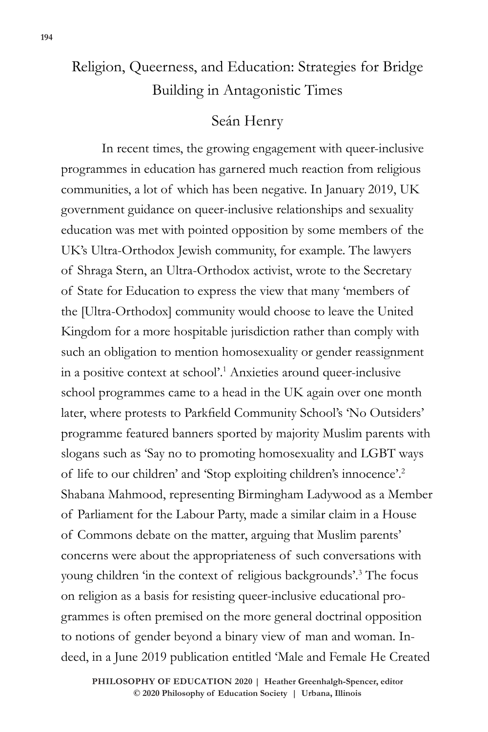# Religion, Queerness, and Education: Strategies for Bridge Building in Antagonistic Times

Seán Henry

In recent times, the growing engagement with queer-inclusive programmes in education has garnered much reaction from religious communities, a lot of which has been negative. In January 2019, UK government guidance on queer-inclusive relationships and sexuality education was met with pointed opposition by some members of the UK's Ultra-Orthodox Jewish community, for example. The lawyers of Shraga Stern, an Ultra-Orthodox activist, wrote to the Secretary of State for Education to express the view that many 'members of the [Ultra-Orthodox] community would choose to leave the United Kingdom for a more hospitable jurisdiction rather than comply with such an obligation to mention homosexuality or gender reassignment in a positive context at school'.[1] Anxieties around queer-inclusive school programmes came to a head in the UK again over one month later, where protests to Parkfield Community School's 'No Outsiders' programme featured banners sported by majority Muslim parents with slogans such as 'Say no to promoting homosexuality and LGBT ways of life to our children' and 'Stop exploiting children's innocence'.[2] Shabana Mahmood, representing Birmingham Ladywood as a Member of Parliament for the Labour Party, made a similar claim in a House of Commons debate on the matter, arguing that Muslim parents' concerns were about the appropriateness of such conversations with young children 'in the context of religious backgrounds'.[3] The focus on religion as a basis for resisting queer-inclusive educational programmes is often premised on the more general doctrinal opposition to notions of gender beyond a binary view of man and woman. Indeed, in a June 2019 publication entitled 'Male and Female He Created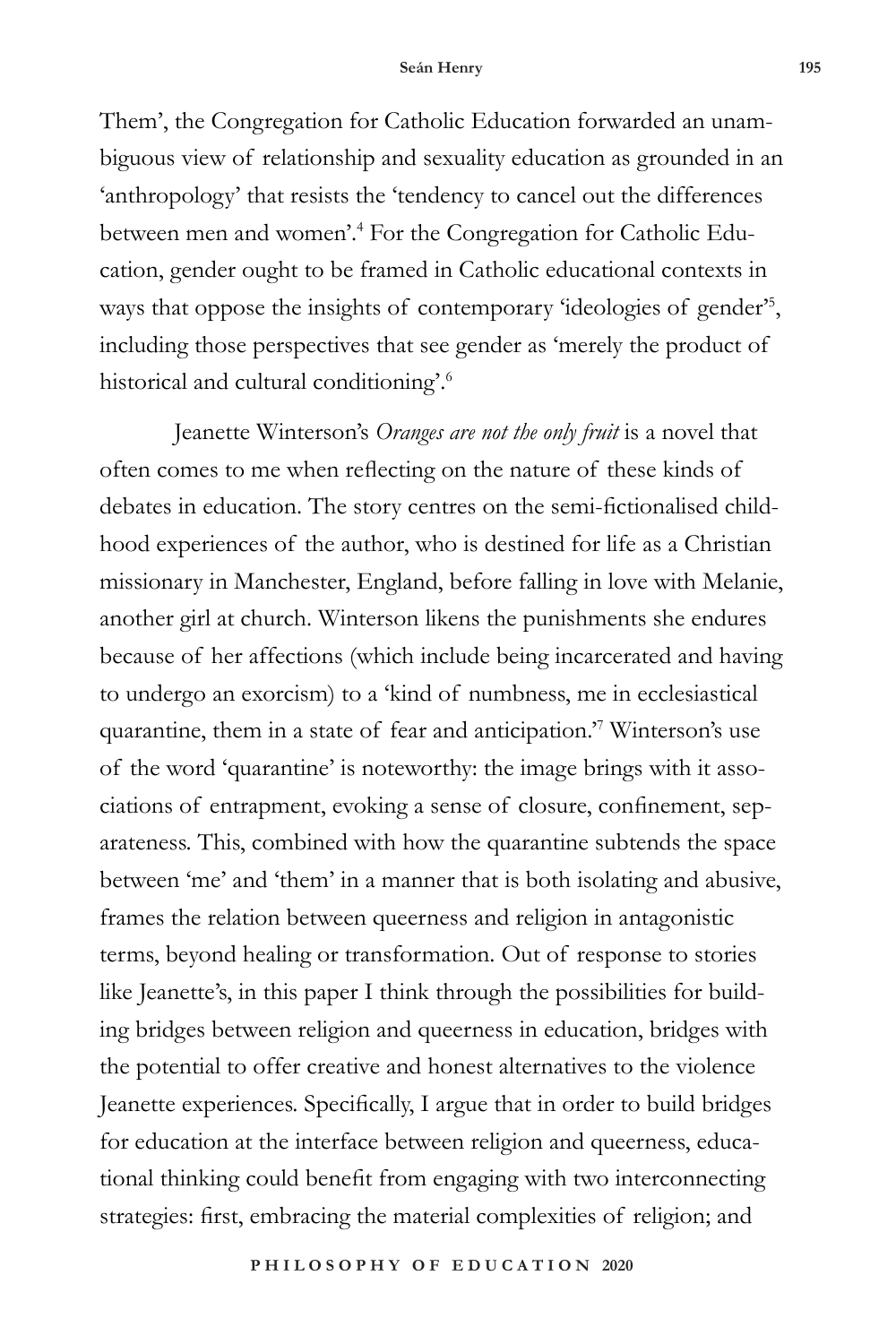Them', the Congregation for Catholic Education forwarded an unambiguous view of relationship and sexuality education as grounded in an 'anthropology' that resists the 'tendency to cancel out the differences between men and women'.[4] For the Congregation for Catholic Education, gender ought to be framed in Catholic educational contexts in ways that oppose the insights of contemporary 'ideologies of gender'[5], including those perspectives that see gender as 'merely the product of historical and cultural conditioning'.[6]

Jeanette Winterson's *Oranges are not the only fruit* is a novel that often comes to me when reflecting on the nature of these kinds of debates in education. The story centres on the semi-fictionalised childhood experiences of the author, who is destined for life as a Christian missionary in Manchester, England, before falling in love with Melanie, another girl at church. Winterson likens the punishments she endures because of her affections (which include being incarcerated and having to undergo an exorcism) to a 'kind of numbness, me in ecclesiastical quarantine, them in a state of fear and anticipation.'[7] Winterson's use of the word 'quarantine' is noteworthy: the image brings with it associations of entrapment, evoking a sense of closure, confinement, separateness. This, combined with how the quarantine subtends the space between 'me' and 'them' in a manner that is both isolating and abusive, frames the relation between queerness and religion in antagonistic terms, beyond healing or transformation. Out of response to stories like Jeanette's, in this paper I think through the possibilities for building bridges between religion and queerness in education, bridges with the potential to offer creative and honest alternatives to the violence Jeanette experiences. Specifically, I argue that in order to build bridges for education at the interface between religion and queerness, educational thinking could benefit from engaging with two interconnecting strategies: first, embracing the material complexities of religion; and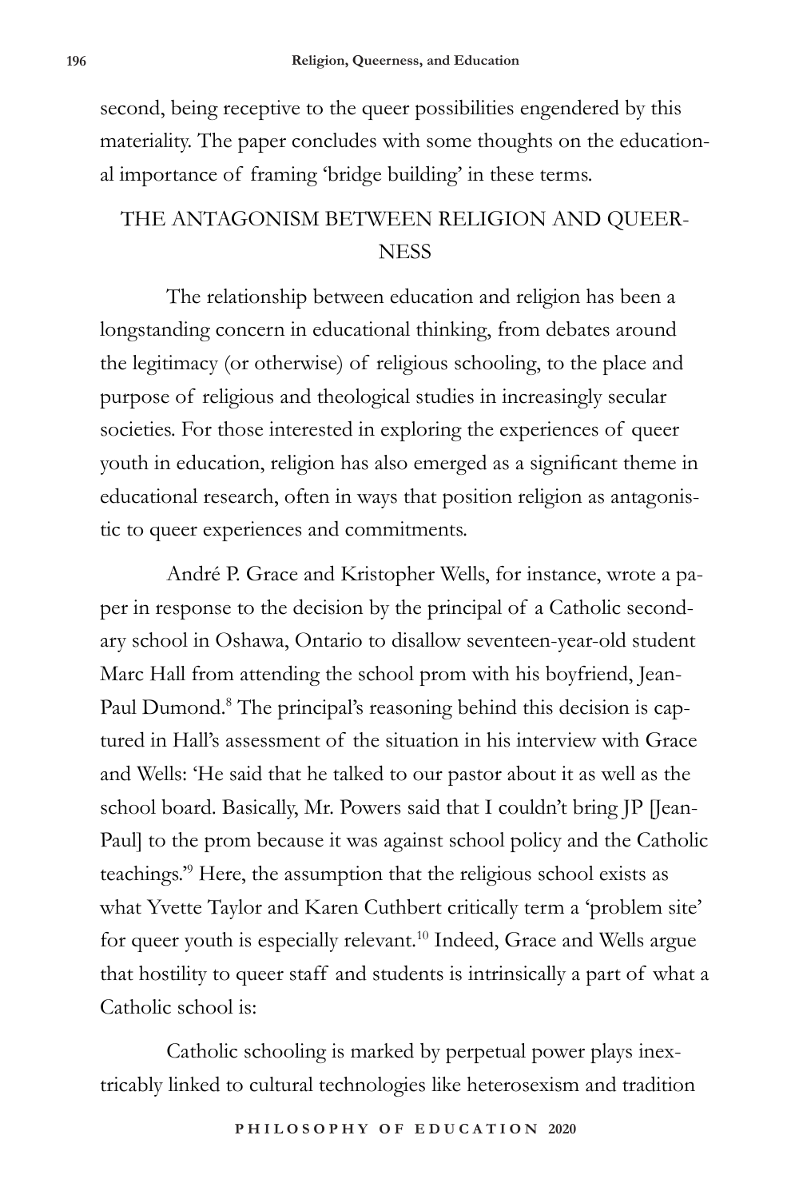second, being receptive to the queer possibilities engendered by this materiality. The paper concludes with some thoughts on the educational importance of framing 'bridge building' in these terms.

## THE ANTAGONISM BETWEEN RELIGION AND QUEERNESS

The relationship between education and religion has been a longstanding concern in educational thinking, from debates around the legitimacy (or otherwise) of religious schooling, to the place and purpose of religious and theological studies in increasingly secular societies. For those interested in exploring the experiences of queer youth in education, religion has also emerged as a significant theme in educational research, often in ways that position religion as antagonistic to queer experiences and commitments.

André P. Grace and Kristopher Wells, for instance, wrote a paper in response to the decision by the principal of a Catholic secondary school in Oshawa, Ontario to disallow seventeen-year-old student Marc Hall from attending the school prom with his boyfriend, Jean-Paul Dumond.[8] The principal's reasoning behind this decision is captured in Hall's assessment of the situation in his interview with Grace and Wells: 'He said that he talked to our pastor about it as well as the school board. Basically, Mr. Powers said that I couldn't bring JP [Jean-Paul] to the prom because it was against school policy and the Catholic teachings.'[9] Here, the assumption that the religious school exists as what Yvette Taylor and Karen Cuthbert critically term a 'problem site' for queer youth is especially relevant.[10] Indeed, Grace and Wells argue that hostility to queer staff and students is intrinsically a part of what a Catholic school is:

> Catholic schooling is marked by perpetual power plays inextricably linked to cultural technologies like heterosexism and tradition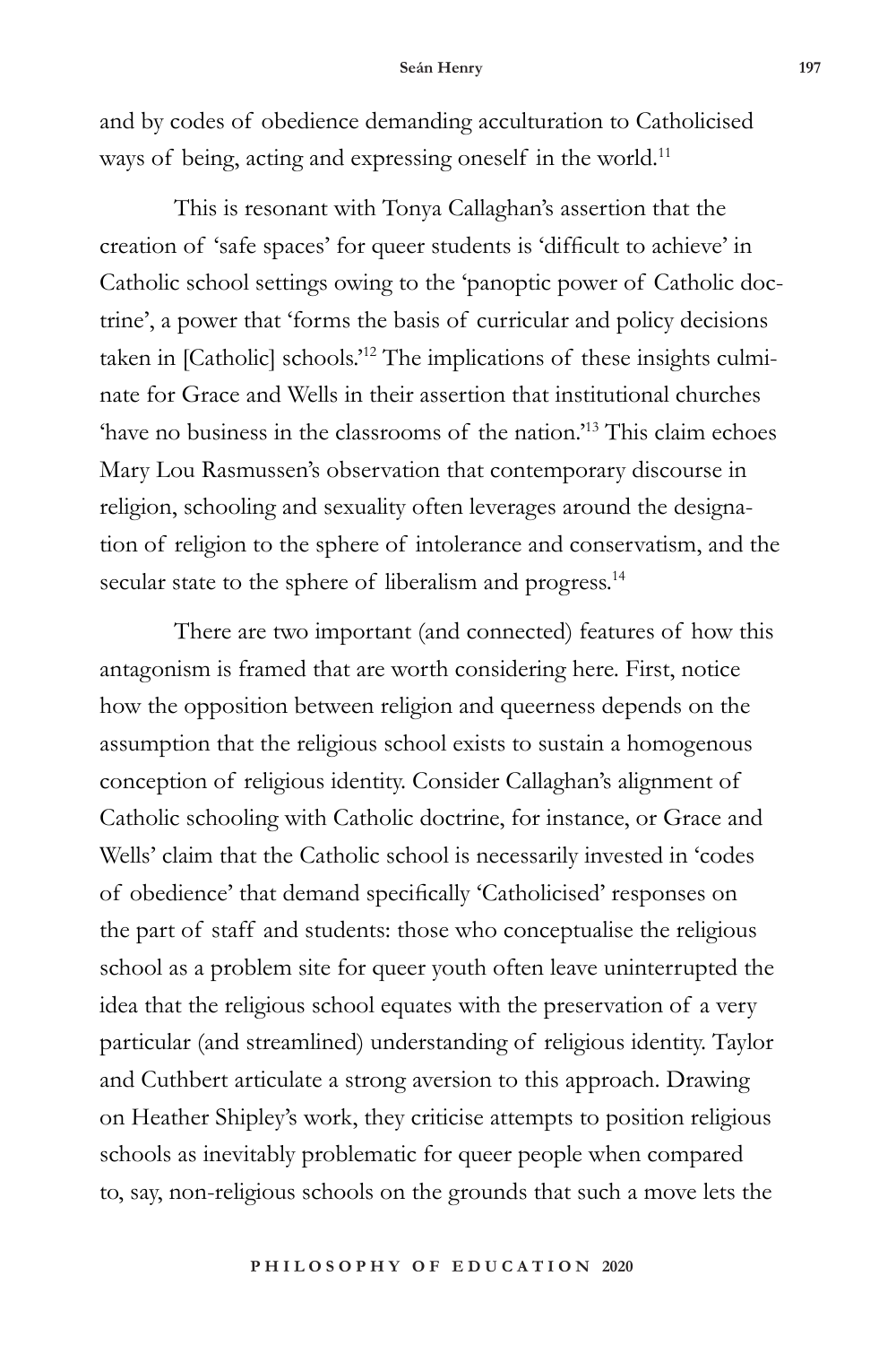and by codes of obedience demanding acculturation to Catholicised ways of being, acting and expressing oneself in the world.[11]

This is resonant with Tonya Callaghan's assertion that the creation of 'safe spaces' for queer students is 'difficult to achieve' in Catholic school settings owing to the 'panoptic power of Catholic doctrine', a power that 'forms the basis of curricular and policy decisions taken in [Catholic] schools.'[12] The implications of these insights culminate for Grace and Wells in their assertion that institutional churches 'have no business in the classrooms of the nation.'[13] This claim echoes Mary Lou Rasmussen's observation that contemporary discourse in religion, schooling and sexuality often leverages around the designation of religion to the sphere of intolerance and conservatism, and the secular state to the sphere of liberalism and progress.[14]

There are two important (and connected) features of how this antagonism is framed that are worth considering here. First, notice how the opposition between religion and queerness depends on the assumption that the religious school exists to sustain a homogenous conception of religious identity. Consider Callaghan's alignment of Catholic schooling with Catholic doctrine, for instance, or Grace and Wells' claim that the Catholic school is necessarily invested in 'codes of obedience' that demand specifically 'Catholicised' responses on the part of staff and students: those who conceptualise the religious school as a problem site for queer youth often leave uninterrupted the idea that the religious school equates with the preservation of a very particular (and streamlined) understanding of religious identity. Taylor and Cuthbert articulate a strong aversion to this approach. Drawing on Heather Shipley's work, they criticise attempts to position religious schools as inevitably problematic for queer people when compared to, say, non-religious schools on the grounds that such a move lets the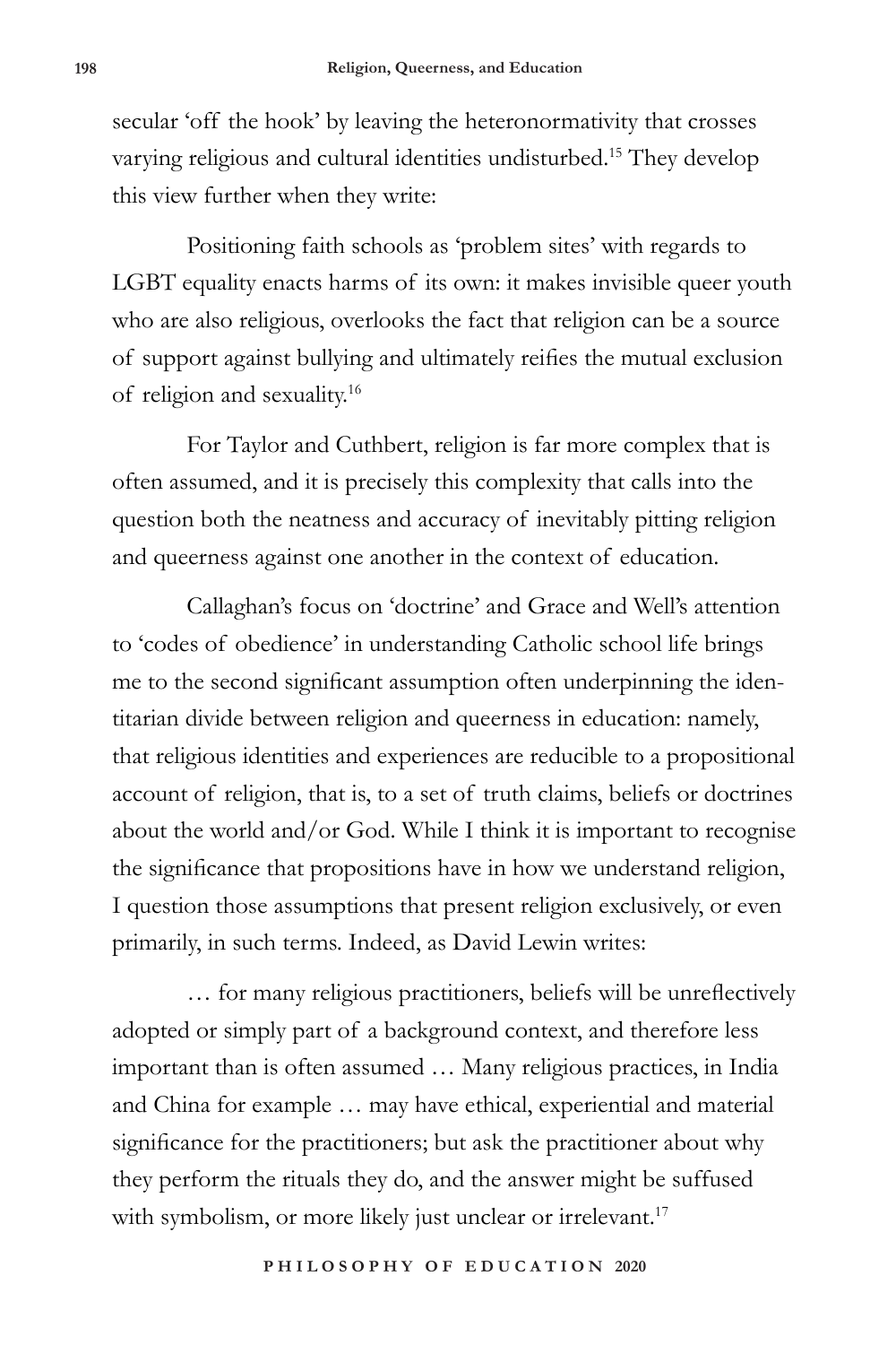secular 'off the hook' by leaving the heteronormativity that crosses varying religious and cultural identities undisturbed.[15] They develop this view further when they write:

> Positioning faith schools as 'problem sites' with regards to LGBT equality enacts harms of its own: it makes invisible queer youth who are also religious, overlooks the fact that religion can be a source of support against bullying and ultimately reifies the mutual exclusion of religion and sexuality.[16]

For Taylor and Cuthbert, religion is far more complex that is often assumed, and it is precisely this complexity that calls into the question both the neatness and accuracy of inevitably pitting religion and queerness against one another in the context of education.

Callaghan's focus on 'doctrine' and Grace and Well's attention to 'codes of obedience' in understanding Catholic school life brings me to the second significant assumption often underpinning the identitarian divide between religion and queerness in education: namely, that religious identities and experiences are reducible to a propositional account of religion, that is, to a set of truth claims, beliefs or doctrines about the world and/or God. While I think it is important to recognise the significance that propositions have in how we understand religion, I question those assumptions that present religion exclusively, or even primarily, in such terms. Indeed, as David Lewin writes:

> … for many religious practitioners, beliefs will be unreflectively adopted or simply part of a background context, and therefore less important than is often assumed … Many religious practices, in India and China for example … may have ethical, experiential and material significance for the practitioners; but ask the practitioner about why they perform the rituals they do, and the answer might be suffused with symbolism, or more likely just unclear or irrelevant.[17]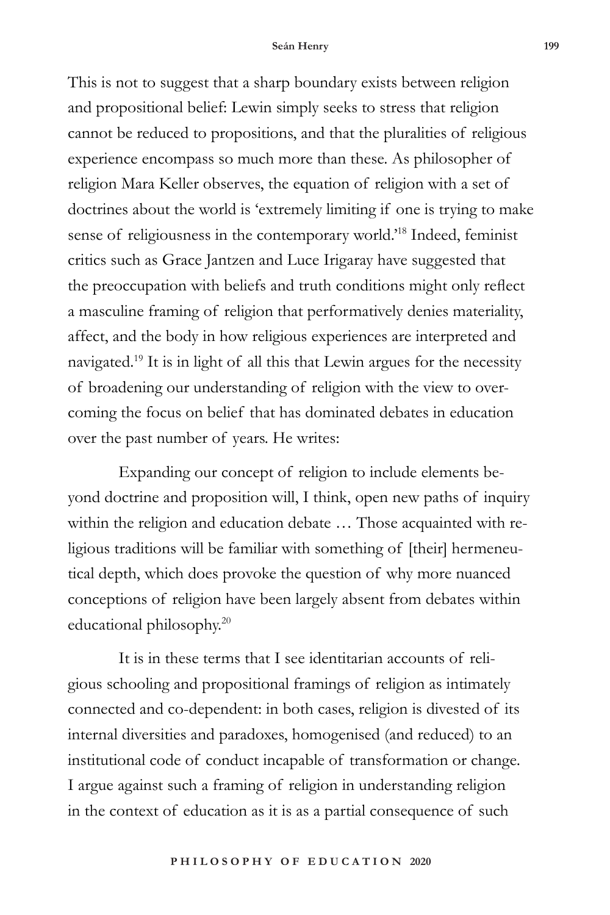This is not to suggest that a sharp boundary exists between religion and propositional belief: Lewin simply seeks to stress that religion cannot be reduced to propositions, and that the pluralities of religious experience encompass so much more than these. As philosopher of religion Mara Keller observes, the equation of religion with a set of doctrines about the world is 'extremely limiting if one is trying to make sense of religiousness in the contemporary world.'[18] Indeed, feminist critics such as Grace Jantzen and Luce Irigaray have suggested that the preoccupation with beliefs and truth conditions might only reflect a masculine framing of religion that performatively denies materiality, affect, and the body in how religious experiences are interpreted and navigated.[19] It is in light of all this that Lewin argues for the necessity of broadening our understanding of religion with the view to overcoming the focus on belief that has dominated debates in education over the past number of years. He writes:

> Expanding our concept of religion to include elements beyond doctrine and proposition will, I think, open new paths of inquiry within the religion and education debate … Those acquainted with religious traditions will be familiar with something of [their] hermeneutical depth, which does provoke the question of why more nuanced conceptions of religion have been largely absent from debates within educational philosophy.[20]

It is in these terms that I see identitarian accounts of religious schooling and propositional framings of religion as intimately connected and co-dependent: in both cases, religion is divested of its internal diversities and paradoxes, homogenised (and reduced) to an institutional code of conduct incapable of transformation or change. I argue against such a framing of religion in understanding religion in the context of education as it is as a partial consequence of such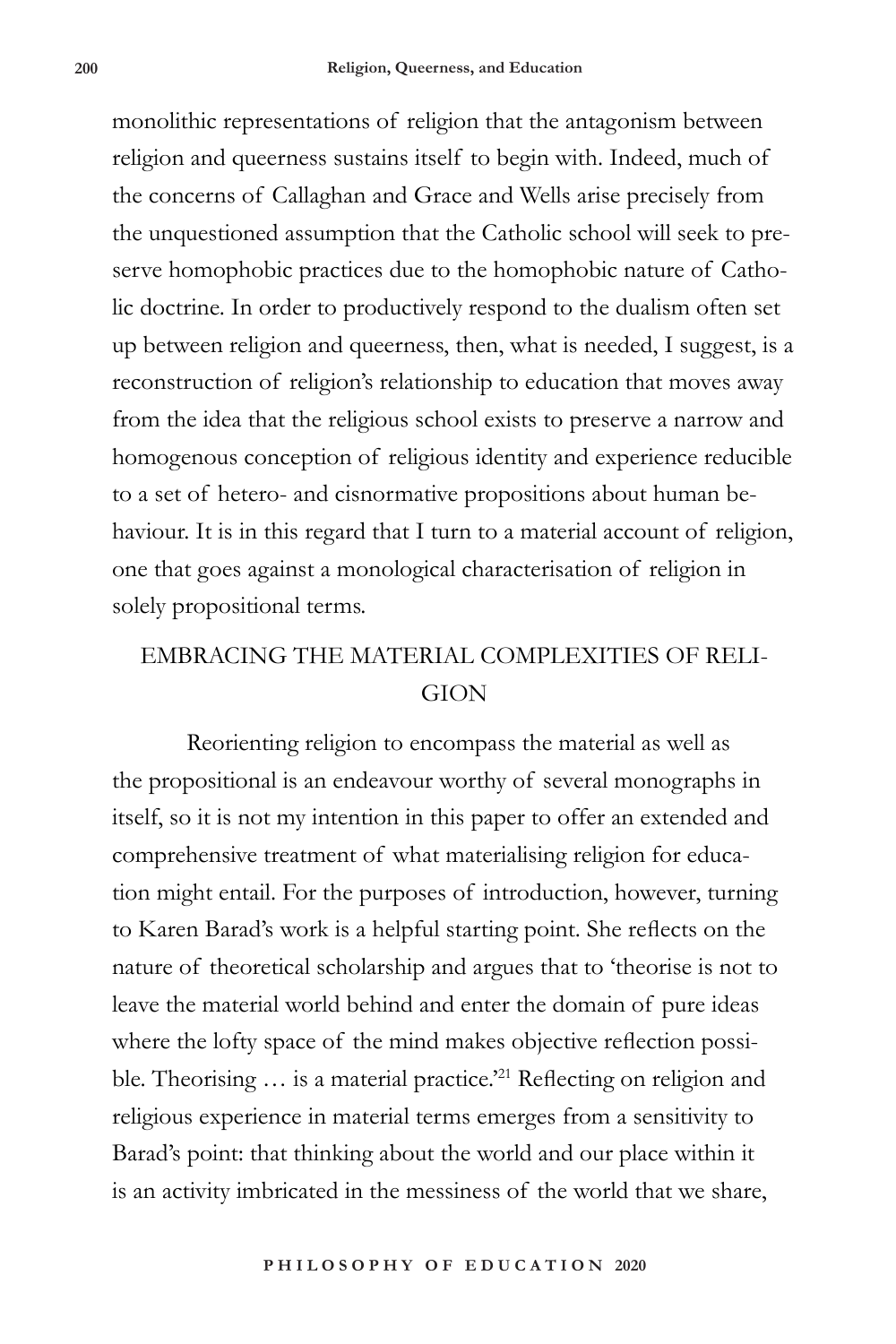monolithic representations of religion that the antagonism between religion and queerness sustains itself to begin with. Indeed, much of the concerns of Callaghan and Grace and Wells arise precisely from the unquestioned assumption that the Catholic school will seek to preserve homophobic practices due to the homophobic nature of Catholic doctrine. In order to productively respond to the dualism often set up between religion and queerness, then, what is needed, I suggest, is a reconstruction of religion's relationship to education that moves away from the idea that the religious school exists to preserve a narrow and homogenous conception of religious identity and experience reducible to a set of hetero- and cisnormative propositions about human behaviour. It is in this regard that I turn to a material account of religion, one that goes against a monological characterisation of religion in solely propositional terms.

## EMBRACING THE MATERIAL COMPLEXITIES OF RELIGION

Reorienting religion to encompass the material as well as the propositional is an endeavour worthy of several monographs in itself, so it is not my intention in this paper to offer an extended and comprehensive treatment of what materialising religion for education might entail. For the purposes of introduction, however, turning to Karen Barad's work is a helpful starting point. She reflects on the nature of theoretical scholarship and argues that to 'theorise is not to leave the material world behind and enter the domain of pure ideas where the lofty space of the mind makes objective reflection possible. Theorising … is a material practice.'[21] Reflecting on religion and religious experience in material terms emerges from a sensitivity to Barad's point: that thinking about the world and our place within it is an activity imbricated in the messiness of the world that we share,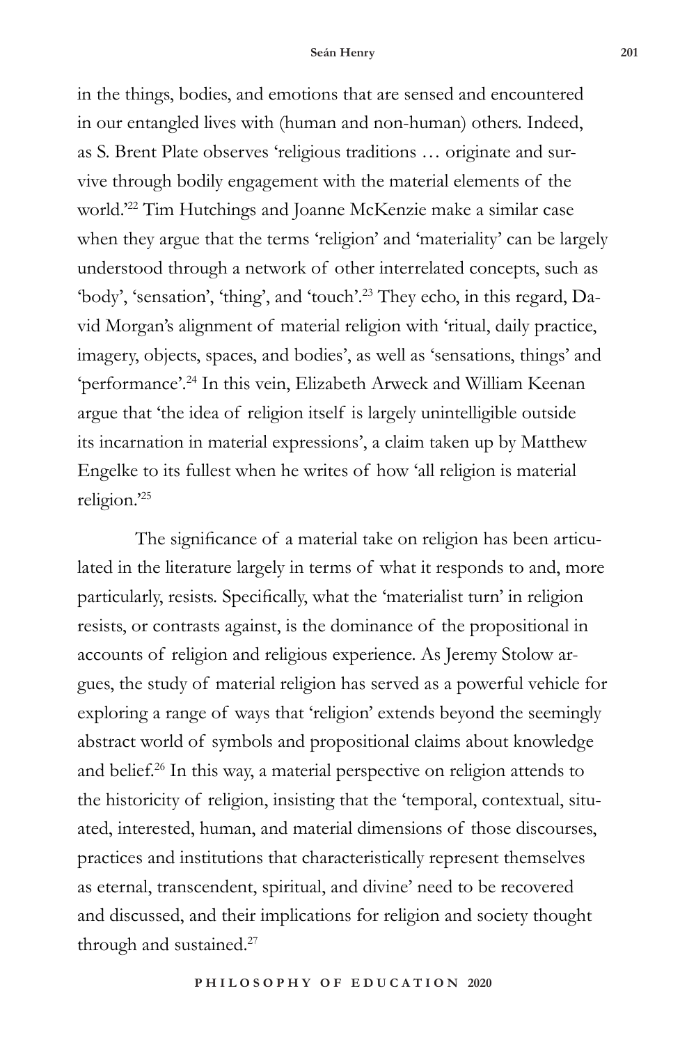in the things, bodies, and emotions that are sensed and encountered in our entangled lives with (human and non-human) others. Indeed, as S. Brent Plate observes 'religious traditions … originate and survive through bodily engagement with the material elements of the world.'[22] Tim Hutchings and Joanne McKenzie make a similar case when they argue that the terms 'religion' and 'materiality' can be largely understood through a network of other interrelated concepts, such as 'body', 'sensation', 'thing', and 'touch'.[23] They echo, in this regard, David Morgan's alignment of material religion with 'ritual, daily practice, imagery, objects, spaces, and bodies', as well as 'sensations, things' and 'performance'.[24] In this vein, Elizabeth Arweck and William Keenan argue that 'the idea of religion itself is largely unintelligible outside its incarnation in material expressions', a claim taken up by Matthew Engelke to its fullest when he writes of how 'all religion is material religion.'[25]

The significance of a material take on religion has been articulated in the literature largely in terms of what it responds to and, more particularly, resists. Specifically, what the 'materialist turn' in religion resists, or contrasts against, is the dominance of the propositional in accounts of religion and religious experience. As Jeremy Stolow argues, the study of material religion has served as a powerful vehicle for exploring a range of ways that 'religion' extends beyond the seemingly abstract world of symbols and propositional claims about knowledge and belief.[26] In this way, a material perspective on religion attends to the historicity of religion, insisting that the 'temporal, contextual, situated, interested, human, and material dimensions of those discourses, practices and institutions that characteristically represent themselves as eternal, transcendent, spiritual, and divine' need to be recovered and discussed, and their implications for religion and society thought through and sustained.[27]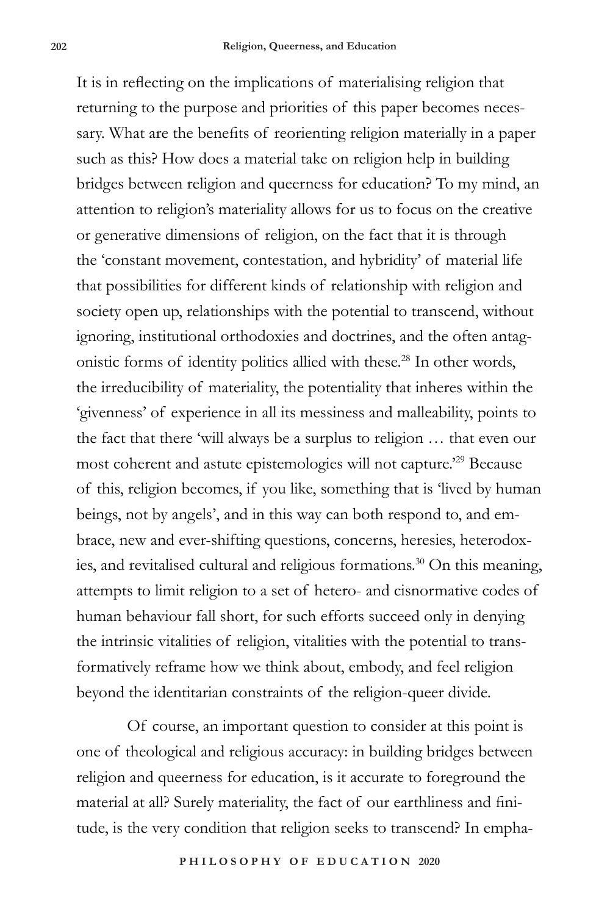It is in reflecting on the implications of materialising religion that returning to the purpose and priorities of this paper becomes necessary. What are the benefits of reorienting religion materially in a paper such as this? How does a material take on religion help in building bridges between religion and queerness for education? To my mind, an attention to religion's materiality allows for us to focus on the creative or generative dimensions of religion, on the fact that it is through the 'constant movement, contestation, and hybridity' of material life that possibilities for different kinds of relationship with religion and society open up, relationships with the potential to transcend, without ignoring, institutional orthodoxies and doctrines, and the often antagonistic forms of identity politics allied with these.[28] In other words, the irreducibility of materiality, the potentiality that inheres within the 'givenness' of experience in all its messiness and malleability, points to the fact that there 'will always be a surplus to religion … that even our most coherent and astute epistemologies will not capture.'[29] Because of this, religion becomes, if you like, something that is 'lived by human beings, not by angels', and in this way can both respond to, and embrace, new and ever-shifting questions, concerns, heresies, heterodoxies, and revitalised cultural and religious formations.[30] On this meaning, attempts to limit religion to a set of hetero- and cisnormative codes of human behaviour fall short, for such efforts succeed only in denying the intrinsic vitalities of religion, vitalities with the potential to transformatively reframe how we think about, embody, and feel religion beyond the identitarian constraints of the religion-queer divide.

Of course, an important question to consider at this point is one of theological and religious accuracy: in building bridges between religion and queerness for education, is it accurate to foreground the material at all? Surely materiality, the fact of our earthliness and finitude, is the very condition that religion seeks to transcend? In empha-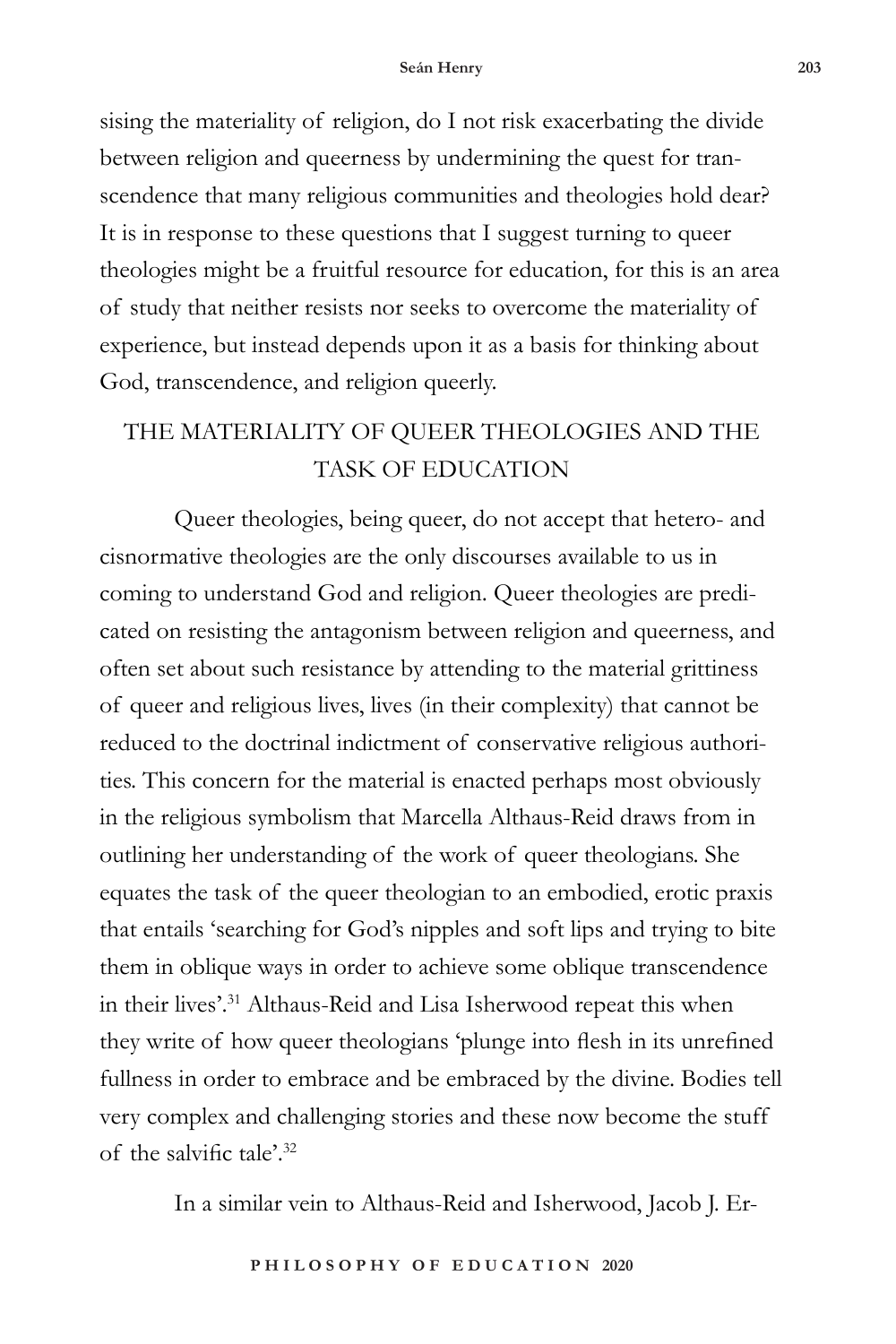sising the materiality of religion, do I not risk exacerbating the divide between religion and queerness by undermining the quest for transcendence that many religious communities and theologies hold dear? It is in response to these questions that I suggest turning to queer theologies might be a fruitful resource for education, for this is an area of study that neither resists nor seeks to overcome the materiality of experience, but instead depends upon it as a basis for thinking about God, transcendence, and religion queerly.

## THE MATERIALITY OF QUEER THEOLOGIES AND THE TASK OF EDUCATION

Queer theologies, being queer, do not accept that hetero- and cisnormative theologies are the only discourses available to us in coming to understand God and religion. Queer theologies are predicated on resisting the antagonism between religion and queerness, and often set about such resistance by attending to the material grittiness of queer and religious lives, lives (in their complexity) that cannot be reduced to the doctrinal indictment of conservative religious authorities. This concern for the material is enacted perhaps most obviously in the religious symbolism that Marcella Althaus-Reid draws from in outlining her understanding of the work of queer theologians. She equates the task of the queer theologian to an embodied, erotic praxis that entails 'searching for God's nipples and soft lips and trying to bite them in oblique ways in order to achieve some oblique transcendence in their lives'.[31] Althaus-Reid and Lisa Isherwood repeat this when they write of how queer theologians 'plunge into flesh in its unrefined fullness in order to embrace and be embraced by the divine. Bodies tell very complex and challenging stories and these now become the stuff of the salvific tale'.[32]

In a similar vein to Althaus-Reid and Isherwood, Jacob J. Er-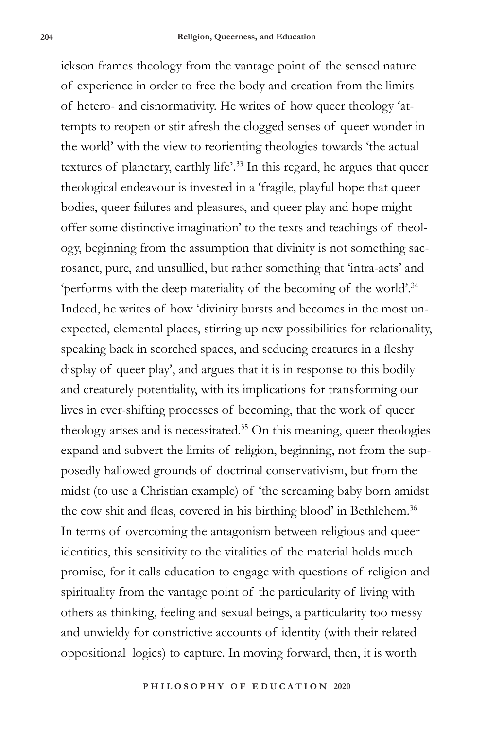ickson frames theology from the vantage point of the sensed nature of experience in order to free the body and creation from the limits of hetero- and cisnormativity. He writes of how queer theology 'attempts to reopen or stir afresh the clogged senses of queer wonder in the world' with the view to reorienting theologies towards 'the actual textures of planetary, earthly life'.[33] In this regard, he argues that queer theological endeavour is invested in a 'fragile, playful hope that queer bodies, queer failures and pleasures, and queer play and hope might offer some distinctive imagination' to the texts and teachings of theology, beginning from the assumption that divinity is not something sacrosanct, pure, and unsullied, but rather something that 'intra-acts' and 'performs with the deep materiality of the becoming of the world'.[34] Indeed, he writes of how 'divinity bursts and becomes in the most unexpected, elemental places, stirring up new possibilities for relationality, speaking back in scorched spaces, and seducing creatures in a fleshy display of queer play', and argues that it is in response to this bodily and creaturely potentiality, with its implications for transforming our lives in ever-shifting processes of becoming, that the work of queer theology arises and is necessitated.[35] On this meaning, queer theologies expand and subvert the limits of religion, beginning, not from the supposedly hallowed grounds of doctrinal conservativism, but from the midst (to use a Christian example) of 'the screaming baby born amidst the cow shit and fleas, covered in his birthing blood' in Bethlehem.[36] In terms of overcoming the antagonism between religious and queer identities, this sensitivity to the vitalities of the material holds much promise, for it calls education to engage with questions of religion and spirituality from the vantage point of the particularity of living with others as thinking, feeling and sexual beings, a particularity too messy and unwieldy for constrictive accounts of identity (with their related oppositional logics) to capture. In moving forward, then, it is worth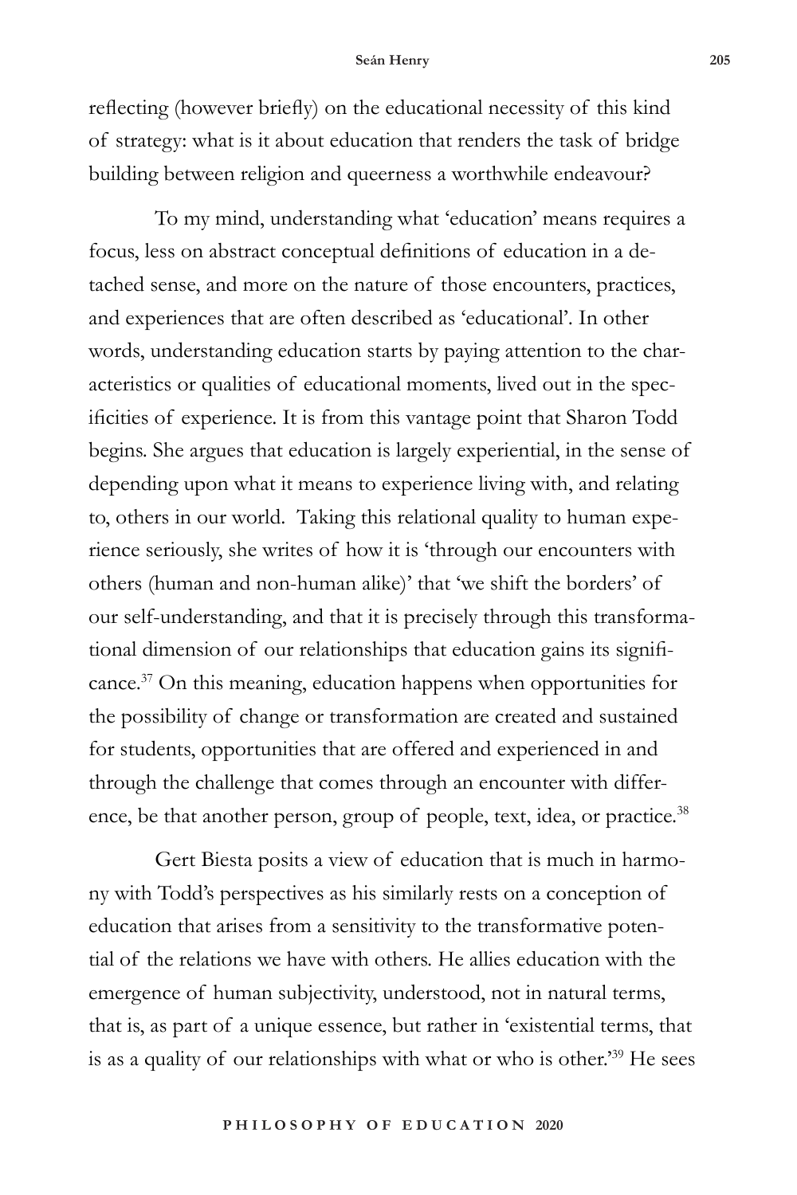reflecting (however briefly) on the educational necessity of this kind of strategy: what is it about education that renders the task of bridge building between religion and queerness a worthwhile endeavour?

To my mind, understanding what 'education' means requires a focus, less on abstract conceptual definitions of education in a detached sense, and more on the nature of those encounters, practices, and experiences that are often described as 'educational'. In other words, understanding education starts by paying attention to the characteristics or qualities of educational moments, lived out in the specificities of experience. It is from this vantage point that Sharon Todd begins. She argues that education is largely experiential, in the sense of depending upon what it means to experience living with, and relating to, others in our world. Taking this relational quality to human experience seriously, she writes of how it is 'through our encounters with others (human and non-human alike)' that 'we shift the borders' of our self-understanding, and that it is precisely through this transformational dimension of our relationships that education gains its significance.[37] On this meaning, education happens when opportunities for the possibility of change or transformation are created and sustained for students, opportunities that are offered and experienced in and through the challenge that comes through an encounter with difference, be that another person, group of people, text, idea, or practice.[38]

Gert Biesta posits a view of education that is much in harmony with Todd's perspectives as his similarly rests on a conception of education that arises from a sensitivity to the transformative potential of the relations we have with others. He allies education with the emergence of human subjectivity, understood, not in natural terms, that is, as part of a unique essence, but rather in 'existential terms, that is as a quality of our relationships with what or who is other.'[39] He sees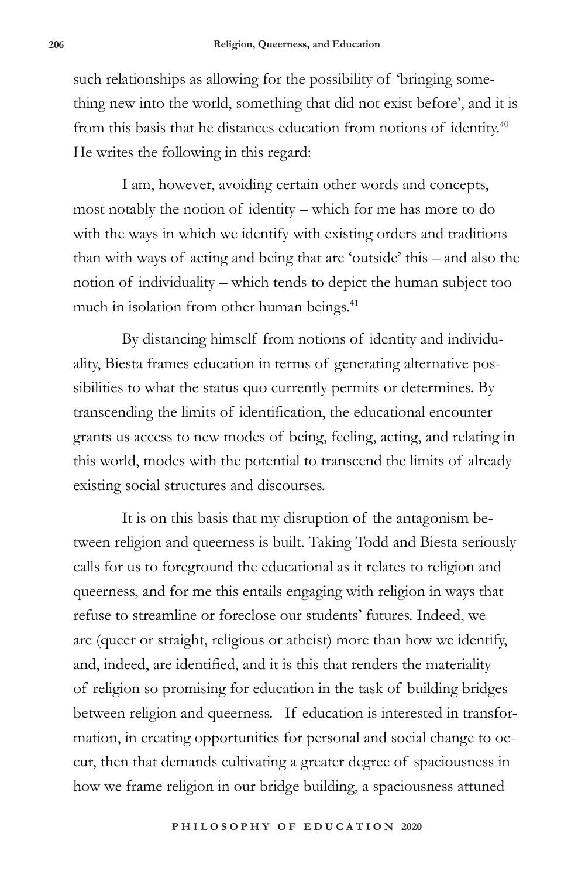such relationships as allowing for the possibility of 'bringing something new into the world, something that did not exist before', and it is from this basis that he distances education from notions of identity.[40] He writes the following in this regard:

> I am, however, avoiding certain other words and concepts, most notably the notion of identity – which for me has more to do with the ways in which we identify with existing orders and traditions than with ways of acting and being that are 'outside' this – and also the notion of individuality – which tends to depict the human subject too much in isolation from other human beings.[41]

By distancing himself from notions of identity and individuality, Biesta frames education in terms of generating alternative possibilities to what the status quo currently permits or determines. By transcending the limits of identification, the educational encounter grants us access to new modes of being, feeling, acting, and relating in this world, modes with the potential to transcend the limits of already existing social structures and discourses.

It is on this basis that my disruption of the antagonism between religion and queerness is built. Taking Todd and Biesta seriously calls for us to foreground the educational as it relates to religion and queerness, and for me this entails engaging with religion in ways that refuse to streamline or foreclose our students' futures. Indeed, we are (queer or straight, religious or atheist) more than how we identify, and, indeed, are identified, and it is this that renders the materiality of religion so promising for education in the task of building bridges between religion and queerness. If education is interested in transformation, in creating opportunities for personal and social change to occur, then that demands cultivating a greater degree of spaciousness in how we frame religion in our bridge building, a spaciousness attuned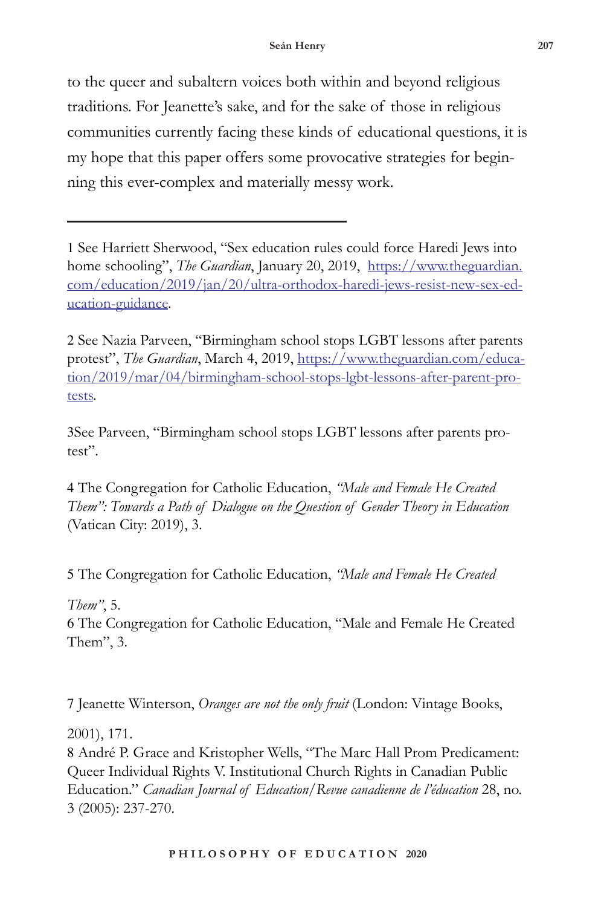to the queer and subaltern voices both within and beyond religious traditions. For Jeanette's sake, and for the sake of those in religious communities currently facing these kinds of educational questions, it is my hope that this paper offers some provocative strategies for beginning this ever-complex and materially messy work.

---

1 See Harriett Sherwood, "Sex education rules could force Haredi Jews into home schooling", *The Guardian*, January 20, 2019, [https://www.theguardian.com/education/2019/jan/20/ultra-orthodox-haredi-jews-resist-new-sex-education-guidance](https://www.theguardian.com/education/2019/jan/20/ultra-orthodox-haredi-jews-resist-new-sex-education-guidance).

2 See Nazia Parveen, "Birmingham school stops LGBT lessons after parents protest", *The Guardian*, March 4, 2019, [https://www.theguardian.com/education/2019/mar/04/birmingham-school-stops-lgbt-lessons-after-parent-protests](https://www.theguardian.com/education/2019/mar/04/birmingham-school-stops-lgbt-lessons-after-parent-protests).

3See Parveen, "Birmingham school stops LGBT lessons after parents protest".

4 The Congregation for Catholic Education, *"Male and Female He Created Them": Towards a Path of Dialogue on the Question of Gender Theory in Education* (Vatican City: 2019), 3.

5 The Congregation for Catholic Education, *"Male and Female He Created Them"*, 5.

6 The Congregation for Catholic Education, "Male and Female He Created Them", 3.

7 Jeanette Winterson, *Oranges are not the only fruit* (London: Vintage Books, 2001), 171.

8 André P. Grace and Kristopher Wells, "The Marc Hall Prom Predicament: Queer Individual Rights V. Institutional Church Rights in Canadian Public Education." *Canadian Journal of Education/Revue canadienne de l'éducation* 28, no. 3 (2005): 237-270.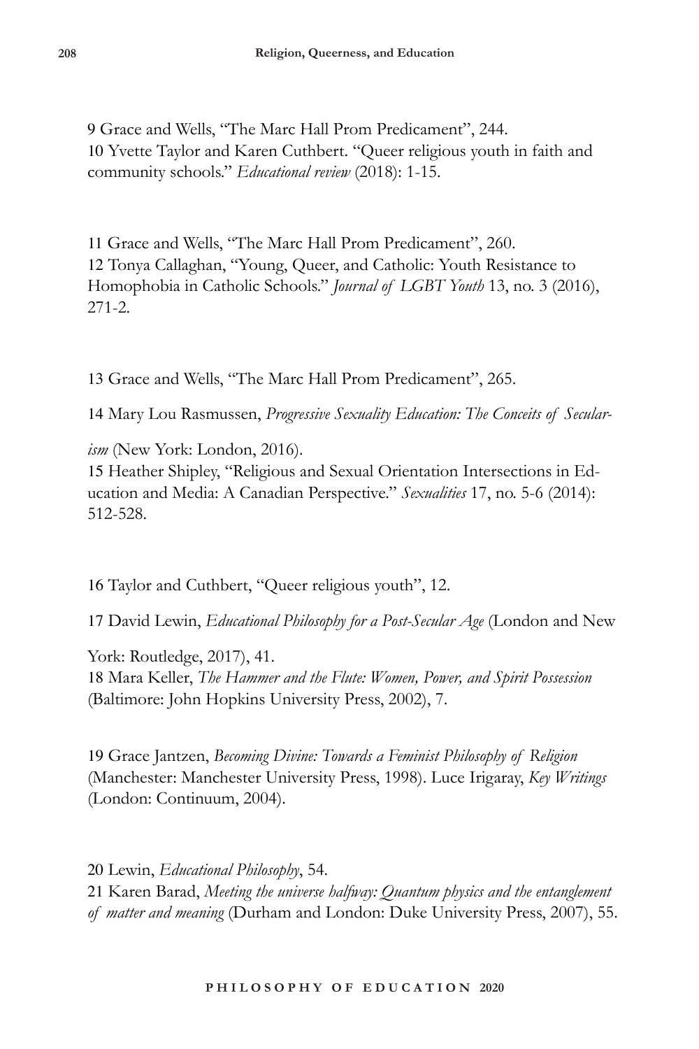9 Grace and Wells, "The Marc Hall Prom Predicament", 244.
10 Yvette Taylor and Karen Cuthbert. "Queer religious youth in faith and community schools." *Educational review* (2018): 1-15.

11 Grace and Wells, "The Marc Hall Prom Predicament", 260.
12 Tonya Callaghan, "Young, Queer, and Catholic: Youth Resistance to Homophobia in Catholic Schools." *Journal of LGBT Youth* 13, no. 3 (2016), 271-2.

13 Grace and Wells, "The Marc Hall Prom Predicament", 265.

14 Mary Lou Rasmussen, *Progressive Sexuality Education: The Conceits of Secularism* (New York: London, 2016).
15 Heather Shipley, "Religious and Sexual Orientation Intersections in Education and Media: A Canadian Perspective." *Sexualities* 17, no. 5-6 (2014): 512-528.

16 Taylor and Cuthbert, "Queer religious youth", 12.

17 David Lewin, *Educational Philosophy for a Post-Secular Age* (London and New York: Routledge, 2017), 41.
18 Mara Keller, *The Hammer and the Flute: Women, Power, and Spirit Possession* (Baltimore: John Hopkins University Press, 2002), 7.

19 Grace Jantzen, *Becoming Divine: Towards a Feminist Philosophy of Religion* (Manchester: Manchester University Press, 1998). Luce Irigaray, *Key Writings* (London: Continuum, 2004).

20 Lewin, *Educational Philosophy*, 54.
21 Karen Barad, *Meeting the universe halfway: Quantum physics and the entanglement of matter and meaning* (Durham and London: Duke University Press, 2007), 55.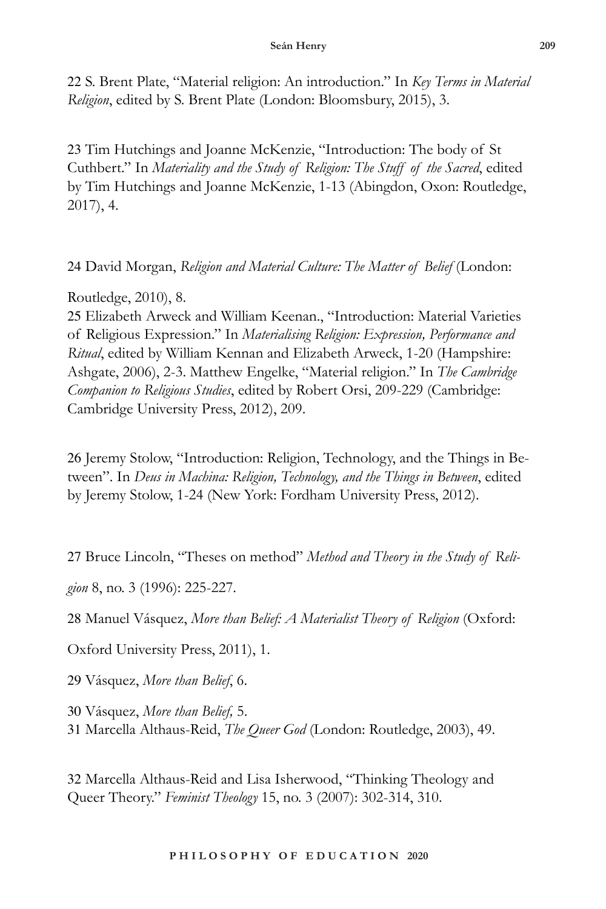22 S. Brent Plate, "Material religion: An introduction." In *Key Terms in Material Religion*, edited by S. Brent Plate (London: Bloomsbury, 2015), 3.

23 Tim Hutchings and Joanne McKenzie, "Introduction: The body of St Cuthbert." In *Materiality and the Study of Religion: The Stuff of the Sacred*, edited by Tim Hutchings and Joanne McKenzie, 1-13 (Abingdon, Oxon: Routledge, 2017), 4.

24 David Morgan, *Religion and Material Culture: The Matter of Belief* (London: Routledge, 2010), 8.

25 Elizabeth Arweck and William Keenan., "Introduction: Material Varieties of Religious Expression." In *Materialising Religion: Expression, Performance and Ritual*, edited by William Kennan and Elizabeth Arweck, 1-20 (Hampshire: Ashgate, 2006), 2-3. Matthew Engelke, "Material religion." In *The Cambridge Companion to Religious Studies*, edited by Robert Orsi, 209-229 (Cambridge: Cambridge University Press, 2012), 209.

26 Jeremy Stolow, "Introduction: Religion, Technology, and the Things in Between". In *Deus in Machina: Religion, Technology, and the Things in Between*, edited by Jeremy Stolow, 1-24 (New York: Fordham University Press, 2012).

27 Bruce Lincoln, "Theses on method" *Method and Theory in the Study of Religion* 8, no. 3 (1996): 225-227.

28 Manuel Vásquez, *More than Belief: A Materialist Theory of Religion* (Oxford: Oxford University Press, 2011), 1.

29 Vásquez, *More than Belief*, 6.

30 Vásquez, *More than Belief,* 5.

31 Marcella Althaus-Reid, *The Queer God* (London: Routledge, 2003), 49.

32 Marcella Althaus-Reid and Lisa Isherwood, "Thinking Theology and Queer Theory." *Feminist Theology* 15, no. 3 (2007): 302-314, 310.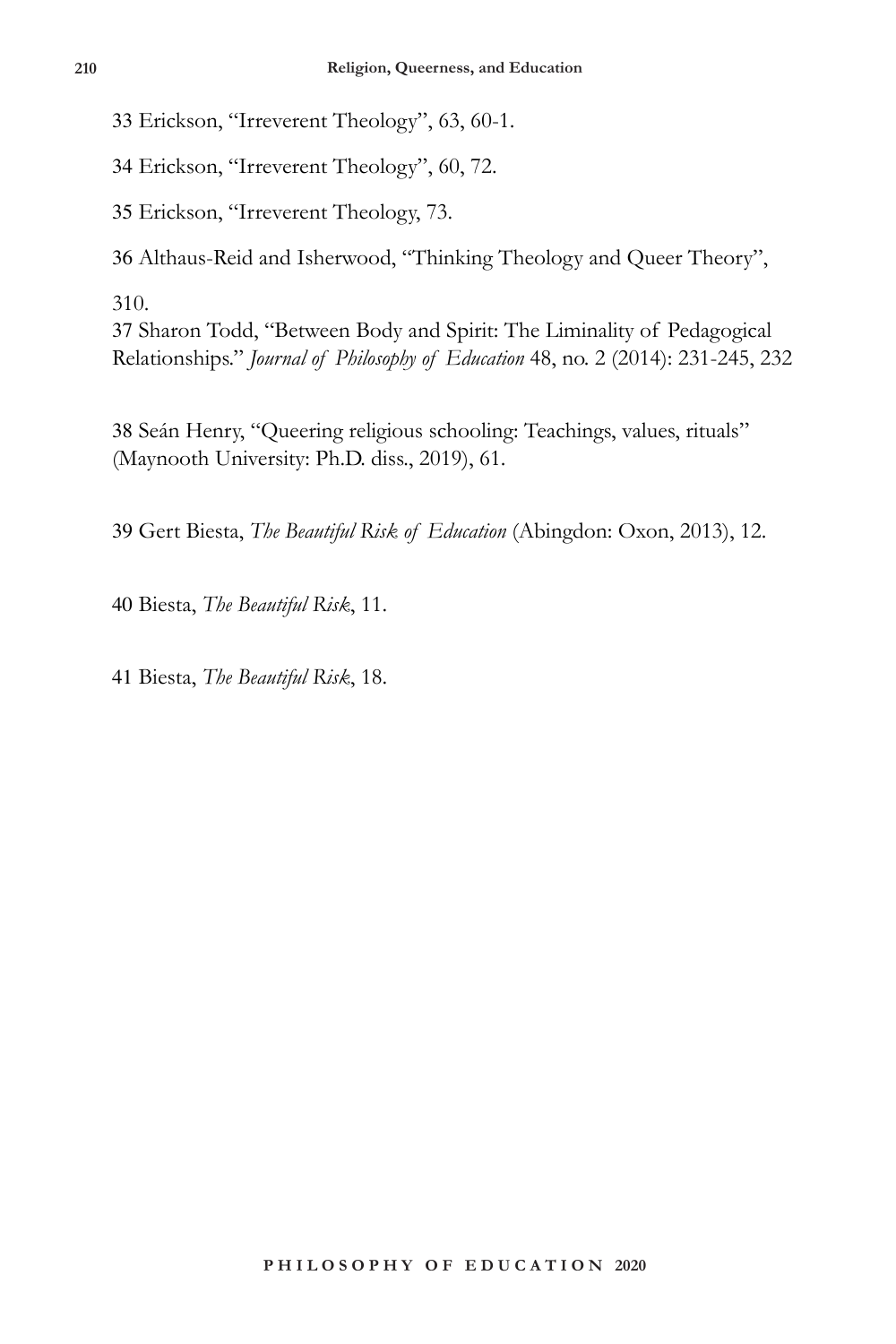33 Erickson, "Irreverent Theology", 63, 60-1.

34 Erickson, "Irreverent Theology", 60, 72.

35 Erickson, "Irreverent Theology, 73.

36 Althaus-Reid and Isherwood, "Thinking Theology and Queer Theory",

310.

37 Sharon Todd, "Between Body and Spirit: The Liminality of Pedagogical Relationships." *Journal of Philosophy of Education* 48, no. 2 (2014): 231-245, 232

38 Seán Henry, "Queering religious schooling: Teachings, values, rituals" (Maynooth University: Ph.D. diss., 2019), 61.

39 Gert Biesta, *The Beautiful Risk of Education* (Abingdon: Oxon, 2013), 12.

40 Biesta, *The Beautiful Risk*, 11.

41 Biesta, *The Beautiful Risk*, 18.